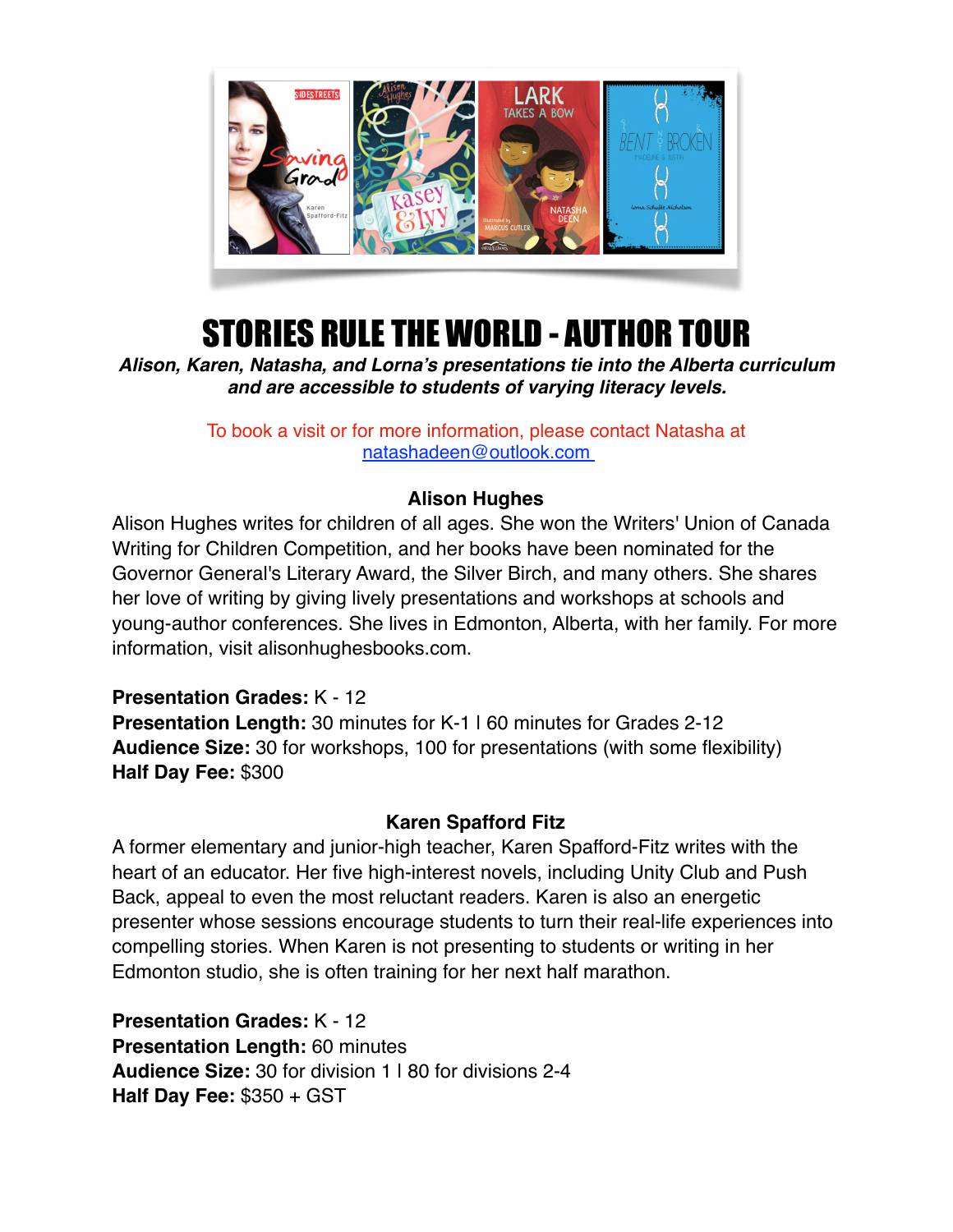# STORIES RULE THE WORLD - AUTHOR TOUR

***Alison, Karen, Natasha, and Lorna's presentations tie into the Alberta curriculum and are accessible to students of varying literacy levels.***

To book a visit or for more information, please contact Natasha at natashadeen@outlook.com

### Alison Hughes

Alison Hughes writes for children of all ages. She won the Writers' Union of Canada Writing for Children Competition, and her books have been nominated for the Governor General's Literary Award, the Silver Birch, and many others. She shares her love of writing by giving lively presentations and workshops at schools and young-author conferences. She lives in Edmonton, Alberta, with her family. For more information, visit alisonhughesbooks.com.

**Presentation Grades:** K - 12
**Presentation Length:** 30 minutes for K-1 | 60 minutes for Grades 2-12
**Audience Size:** 30 for workshops, 100 for presentations (with some flexibility)
**Half Day Fee:** $300

### Karen Spafford Fitz

A former elementary and junior-high teacher, Karen Spafford-Fitz writes with the heart of an educator. Her five high-interest novels, including Unity Club and Push Back, appeal to even the most reluctant readers. Karen is also an energetic presenter whose sessions encourage students to turn their real-life experiences into compelling stories. When Karen is not presenting to students or writing in her Edmonton studio, she is often training for her next half marathon.

**Presentation Grades:** K - 12
**Presentation Length:** 60 minutes
**Audience Size:** 30 for division 1 | 80 for divisions 2-4
**Half Day Fee:** $350 + GST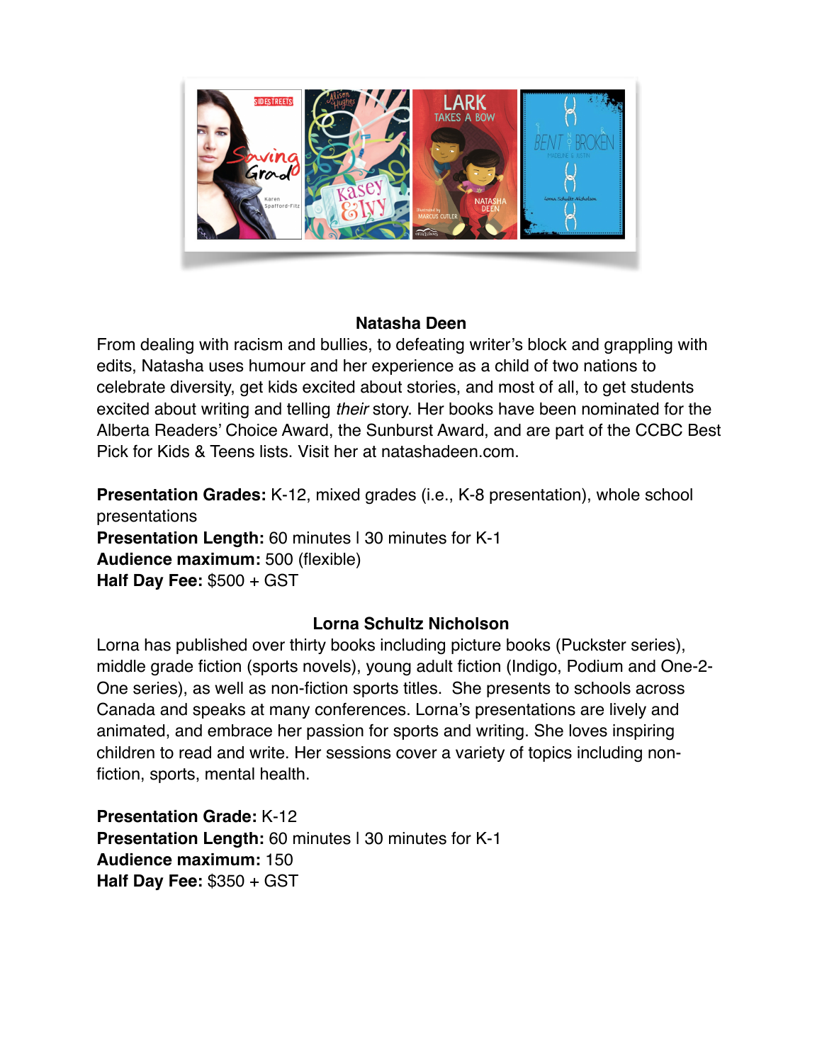**Natasha Deen**

From dealing with racism and bullies, to defeating writer's block and grappling with edits, Natasha uses humour and her experience as a child of two nations to celebrate diversity, get kids excited about stories, and most of all, to get students excited about writing and telling *their* story. Her books have been nominated for the Alberta Readers' Choice Award, the Sunburst Award, and are part of the CCBC Best Pick for Kids & Teens lists. Visit her at natashadeen.com.

**Presentation Grades:** K-12, mixed grades (i.e., K-8 presentation), whole school presentations
**Presentation Length:** 60 minutes I 30 minutes for K-1
**Audience maximum:** 500 (flexible)
**Half Day Fee:** $500 + GST

**Lorna Schultz Nicholson**

Lorna has published over thirty books including picture books (Puckster series), middle grade fiction (sports novels), young adult fiction (Indigo, Podium and One-2-One series), as well as non-fiction sports titles. She presents to schools across Canada and speaks at many conferences. Lorna's presentations are lively and animated, and embrace her passion for sports and writing. She loves inspiring children to read and write. Her sessions cover a variety of topics including non-fiction, sports, mental health.

**Presentation Grade:** K-12
**Presentation Length:** 60 minutes I 30 minutes for K-1
**Audience maximum:** 150
**Half Day Fee:** $350 + GST